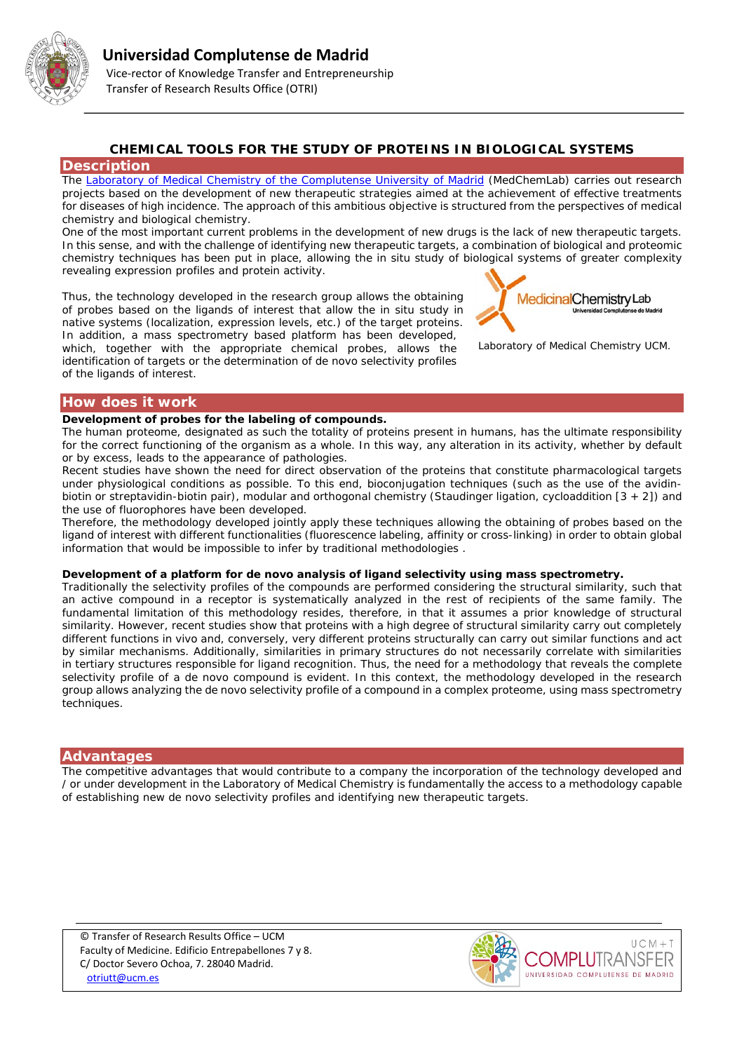Universidad Complutense de Madrid

Vice-rector of Knowledge Transfer and Entrepreneurship
Transfer of Research Results Office (OTRI)

# CHEMICAL TOOLS FOR THE STUDY OF PROTEINS IN BIOLOGICAL SYSTEMS

## Description

The Laboratory of Medical Chemistry of the Complutense University of Madrid (MedChemLab) carries out research projects based on the development of new therapeutic strategies aimed at the achievement of effective treatments for diseases of high incidence. The approach of this ambitious objective is structured from the perspectives of medical chemistry and biological chemistry.

One of the most important current problems in the development of new drugs is the lack of new therapeutic targets. In this sense, and with the challenge of identifying new therapeutic targets, a combination of biological and proteomic chemistry techniques has been put in place, allowing the in situ study of biological systems of greater complexity revealing expression profiles and protein activity.

Thus, the technology developed in the research group allows the obtaining of probes based on the ligands of interest that allow the in situ study in native systems (localization, expression levels, etc.) of the target proteins. In addition, a mass spectrometry based platform has been developed, which, together with the appropriate chemical probes, allows the identification of targets or the determination of de novo selectivity profiles of the ligands of interest.

Laboratory of Medical Chemistry UCM.

## How does it work

**Development of probes for the labeling of compounds.**

The human proteome, designated as such the totality of proteins present in humans, has the ultimate responsibility for the correct functioning of the organism as a whole. In this way, any alteration in its activity, whether by default or by excess, leads to the appearance of pathologies.

Recent studies have shown the need for direct observation of the proteins that constitute pharmacological targets under physiological conditions as possible. To this end, bioconjugation techniques (such as the use of the avidin-biotin or streptavidin-biotin pair), modular and orthogonal chemistry (Staudinger ligation, cycloaddition [3 + 2]) and the use of fluorophores have been developed.

Therefore, the methodology developed jointly apply these techniques allowing the obtaining of probes based on the ligand of interest with different functionalities (fluorescence labeling, affinity or cross-linking) in order to obtain global information that would be impossible to infer by traditional methodologies .

**Development of a platform for de novo analysis of ligand selectivity using mass spectrometry.**

Traditionally the selectivity profiles of the compounds are performed considering the structural similarity, such that an active compound in a receptor is systematically analyzed in the rest of recipients of the same family. The fundamental limitation of this methodology resides, therefore, in that it assumes a prior knowledge of structural similarity. However, recent studies show that proteins with a high degree of structural similarity carry out completely different functions in vivo and, conversely, very different proteins structurally can carry out similar functions and act by similar mechanisms. Additionally, similarities in primary structures do not necessarily correlate with similarities in tertiary structures responsible for ligand recognition. Thus, the need for a methodology that reveals the complete selectivity profile of a de novo compound is evident. In this context, the methodology developed in the research group allows analyzing the de novo selectivity profile of a compound in a complex proteome, using mass spectrometry techniques.

## Advantages

The competitive advantages that would contribute to a company the incorporation of the technology developed and / or under development in the Laboratory of Medical Chemistry is fundamentally the access to a methodology capable of establishing new de novo selectivity profiles and identifying new therapeutic targets.

© Transfer of Research Results Office – UCM
Faculty of Medicine. Edificio Entrepabellones 7 y 8.
C/ Doctor Severo Ochoa, 7. 28040 Madrid.
otriutt@ucm.es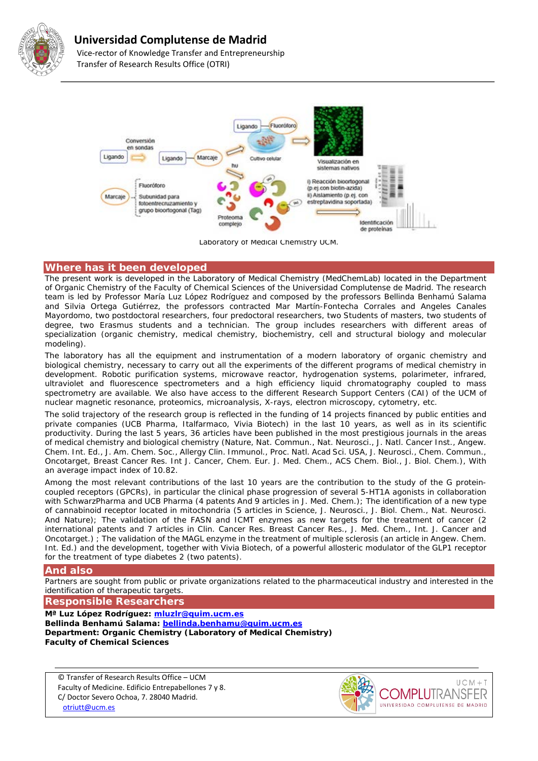Laboratory of Medical Chemistry UCM.

## Where has it been developed

The present work is developed in the Laboratory of Medical Chemistry (MedChemLab) located in the Department of Organic Chemistry of the Faculty of Chemical Sciences of the Universidad Complutense de Madrid. The research team is led by Professor María Luz López Rodríguez and composed by the professors Bellinda Benhamú Salama and Silvia Ortega Gutiérrez, the professors contracted Mar Martín-Fontecha Corrales and Angeles Canales Mayordomo, two postdoctoral researchers, four predoctoral researchers, two Students of masters, two students of degree, two Erasmus students and a technician. The group includes researchers with different areas of specialization (organic chemistry, medical chemistry, biochemistry, cell and structural biology and molecular modeling).

The laboratory has all the equipment and instrumentation of a modern laboratory of organic chemistry and biological chemistry, necessary to carry out all the experiments of the different programs of medical chemistry in development. Robotic purification systems, microwave reactor, hydrogenation systems, polarimeter, infrared, ultraviolet and fluorescence spectrometers and a high efficiency liquid chromatography coupled to mass spectrometry are available. We also have access to the different Research Support Centers (CAI) of the UCM of nuclear magnetic resonance, proteomics, microanalysis, X-rays, electron microscopy, cytometry, etc.

The solid trajectory of the research group is reflected in the funding of 14 projects financed by public entities and private companies (UCB Pharma, Italfarmaco, Vivia Biotech) in the last 10 years, as well as in its scientific productivity. During the last 5 years, 36 articles have been published in the most prestigious journals in the areas of medical chemistry and biological chemistry (Nature, Nat. Commun., Nat. Neurosci., J. Natl. Cancer Inst., Angew. Chem. Int. Ed., J. Am. Chem. Soc., Allergy Clin. Immunol., Proc. Natl. Acad Sci. USA, J. Neurosci., Chem. Commun., Oncotarget, Breast Cancer Res. Int J. Cancer, Chem. Eur. J. Med. Chem., ACS Chem. Biol., J. Biol. Chem.), With an average impact index of 10.82.

Among the most relevant contributions of the last 10 years are the contribution to the study of the G protein-coupled receptors (GPCRs), in particular the clinical phase progression of several 5-HT1A agonists in collaboration with SchwarzPharma and UCB Pharma (4 patents And 9 articles in J. Med. Chem.); The identification of a new type of cannabinoid receptor located in mitochondria (5 articles in Science, J. Neurosci., J. Biol. Chem., Nat. Neurosci. And Nature); The validation of the FASN and ICMT enzymes as new targets for the treatment of cancer (2 international patents and 7 articles in Clin. Cancer Res. Breast Cancer Res., J. Med. Chem., Int. J. Cancer and Oncotarget.) ; The validation of the MAGL enzyme in the treatment of multiple sclerosis (an article in Angew. Chem. Int. Ed.) and the development, together with Vivia Biotech, of a powerful allosteric modulator of the GLP1 receptor for the treatment of type diabetes 2 (two patents).

## And also

Partners are sought from public or private organizations related to the pharmaceutical industry and interested in the identification of therapeutic targets.

## Responsible Researchers

**Mª Luz López Rodríguez: mluzlr@quim.ucm.es**
**Bellinda Benhamú Salama: bellinda.benhamu@quim.ucm.es**
**Department: Organic Chemistry (Laboratory of Medical Chemistry)**
**Faculty of Chemical Sciences**

© Transfer of Research Results Office – UCM
Faculty of Medicine. Edificio Entrepabellones 7 y 8.
C/ Doctor Severo Ochoa, 7. 28040 Madrid.
otriutt@ucm.es